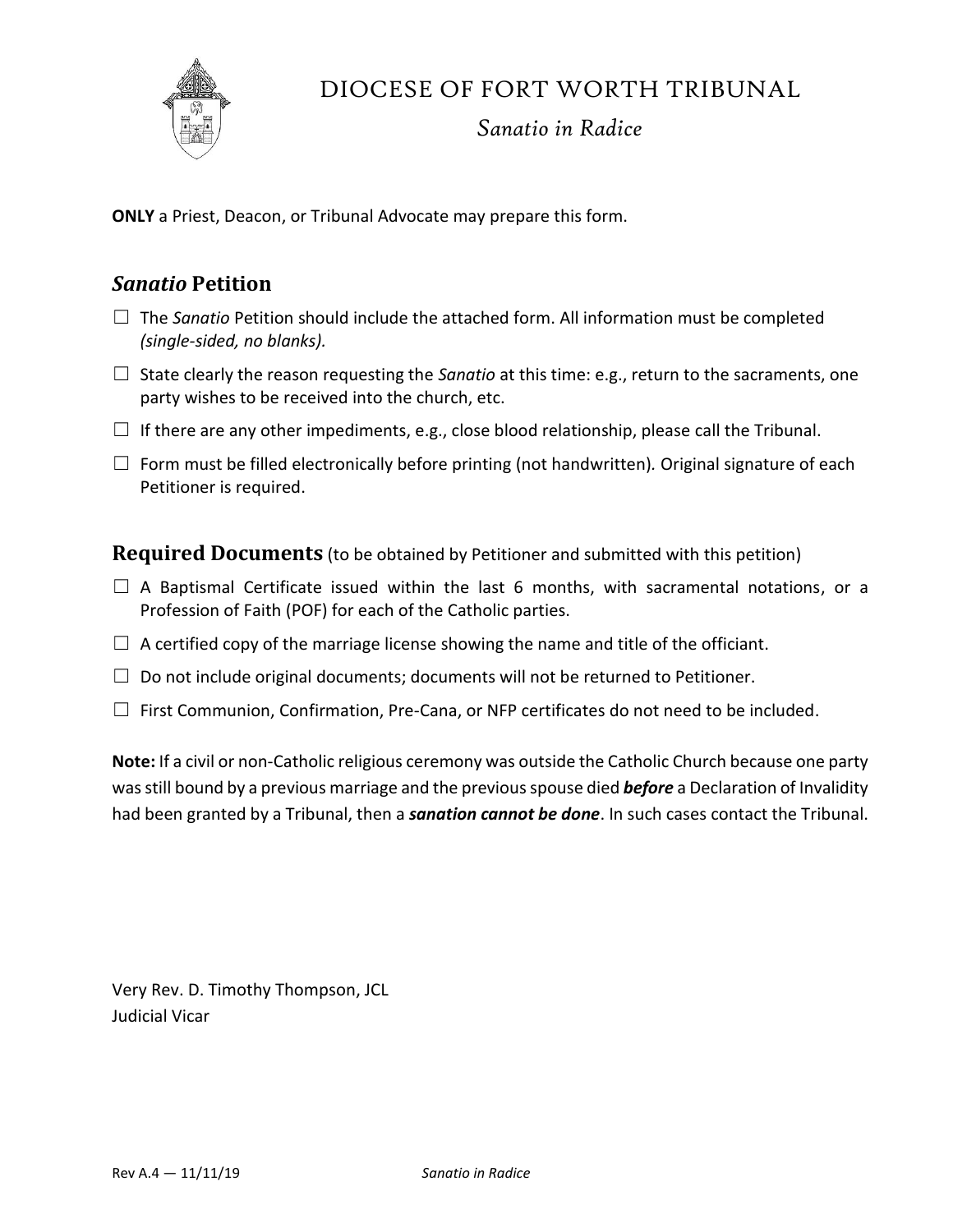# DIOCESE OF FORT WORTH TRIBUNAL

*Sanatio in Radice*

**ONLY** a Priest, Deacon, or Tribunal Advocate may prepare this form.

## *Sanatio* Petition

☐ The *Sanatio* Petition should include the attached form. All information must be completed *(single-sided, no blanks).*

☐ State clearly the reason requesting the *Sanatio* at this time: e.g., return to the sacraments, one party wishes to be received into the church, etc.

☐ If there are any other impediments, e.g., close blood relationship, please call the Tribunal.

☐ Form must be filled electronically before printing (not handwritten). Original signature of each Petitioner is required.

## Required Documents (to be obtained by Petitioner and submitted with this petition)

☐ A Baptismal Certificate issued within the last 6 months, with sacramental notations, or a Profession of Faith (POF) for each of the Catholic parties.

☐ A certified copy of the marriage license showing the name and title of the officiant.

☐ Do not include original documents; documents will not be returned to Petitioner.

☐ First Communion, Confirmation, Pre-Cana, or NFP certificates do not need to be included.

**Note:** If a civil or non-Catholic religious ceremony was outside the Catholic Church because one party was still bound by a previous marriage and the previous spouse died ***before*** a Declaration of Invalidity had been granted by a Tribunal, then a ***sanation cannot be done***. In such cases contact the Tribunal.

Very Rev. D. Timothy Thompson, JCL
Judicial Vicar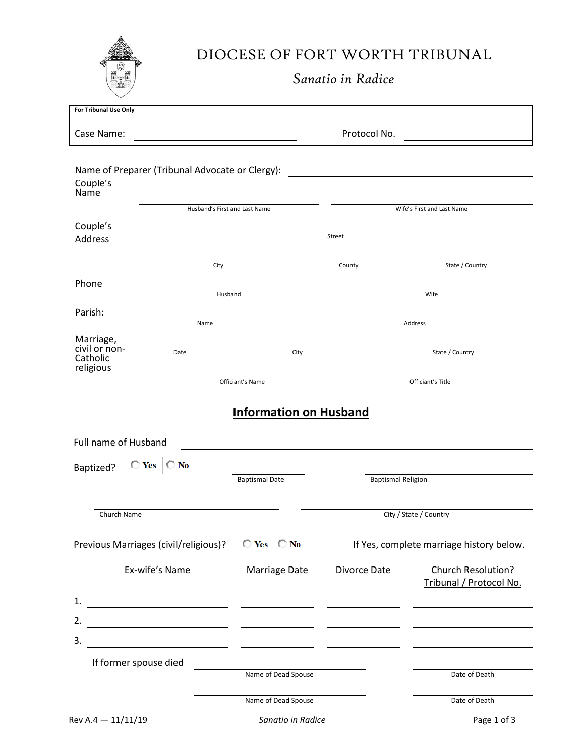# DIOCESE OF FORT WORTH TRIBUNAL

## *Sanatio in Radice*

| For Tribunal Use Only | | | |
|---|---|---|---|
| Case Name: | ____________________ | Protocol No. | ____________________ |

Name of Preparer (Tribunal Advocate or Clergy): ______________________________

**Couple's Name**

______________________________ Husband's First and Last Name

______________________________ Wife's First and Last Name

**Couple's Address**

______________________________ Street

______________________________ City

______________________________ County

______________________________ State / Country

**Phone**

______________________________ Husband

______________________________ Wife

**Parish:**

______________________________ Name

______________________________ Address

**Marriage, civil or non-Catholic religious**

______________________________ Date

______________________________ City

______________________________ State / Country

______________________________ Officiant's Name

______________________________ Officiant's Title

## Information on Husband

Full name of Husband ______________________________

Baptized? ○ Yes ○ No

______________________________ Baptismal Date

______________________________ Baptismal Religion

______________________________ Church Name

______________________________ City / State / Country

Previous Marriages (civil/religious)? ○ Yes ○ No

If Yes, complete marriage history below.

| | Ex-wife's Name | Marriage Date | Divorce Date | Church Resolution? Tribunal / Protocol No. |
|---|---|---|---|---|
| 1. | | | | |
| 2. | | | | |
| 3. | | | | |

If former spouse died

| Name of Dead Spouse | Date of Death |
|---|---|
| | |
| | |

Rev A.4 — 11/11/19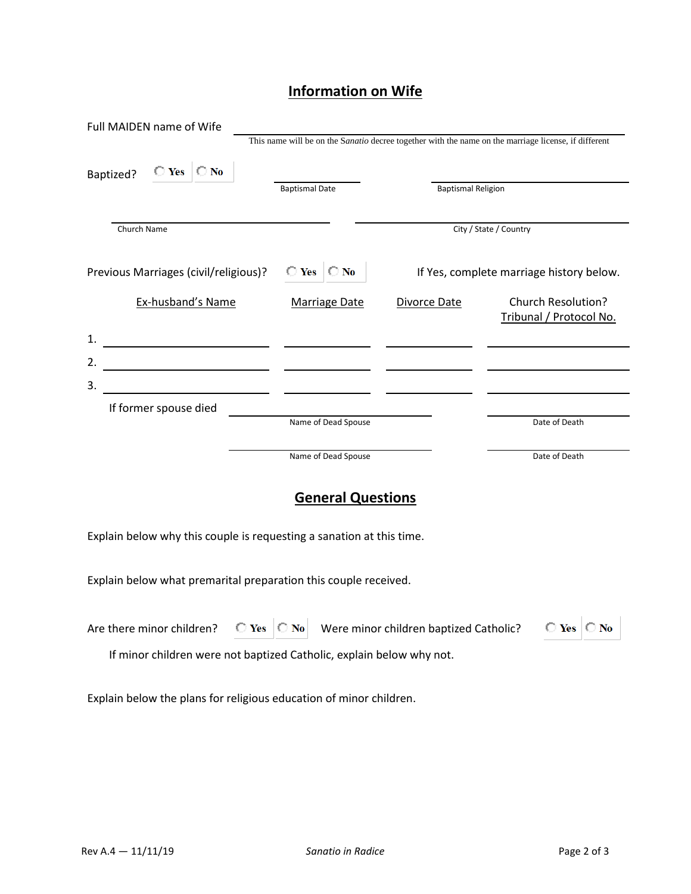## Information on Wife

Full MAIDEN name of Wife \_\_\_\_\_\_\_\_\_\_\_\_\_\_\_\_\_\_\_\_\_\_\_\_\_\_\_\_\_\_\_\_\_\_\_\_\_\_\_\_

This name will be on the *Sanatio* decree together with the name on the marriage license, if different

Baptized? ○ Yes ○ No \_\_\_\_\_\_\_\_\_\_\_\_\_\_\_\_ \_\_\_\_\_\_\_\_\_\_\_\_\_\_\_\_\_\_\_\_\_\_\_\_

Baptismal Date | Baptismal Religion

\_\_\_\_\_\_\_\_\_\_\_\_\_\_\_\_\_\_\_\_\_\_\_\_\_\_\_\_ \_\_\_\_\_\_\_\_\_\_\_\_\_\_\_\_\_\_\_\_\_\_\_\_\_\_\_\_

Church Name | City / State / Country

Previous Marriages (civil/religious)? ○ Yes ○ No If Yes, complete marriage history below.

| | Ex-husband's Name | Marriage Date | Divorce Date | Church Resolution? Tribunal / Protocol No. |
|---|---|---|---|---|
| 1. | | | | |
| 2. | | | | |
| 3. | | | | |

If former spouse died

| Name of Dead Spouse | Date of Death |
|---|---|
| | |
| | |

## General Questions

Explain below why this couple is requesting a sanation at this time.

Explain below what premarital preparation this couple received.

Are there minor children? ○ Yes ○ No Were minor children baptized Catholic? ○ Yes ○ No

If minor children were not baptized Catholic, explain below why not.

Explain below the plans for religious education of minor children.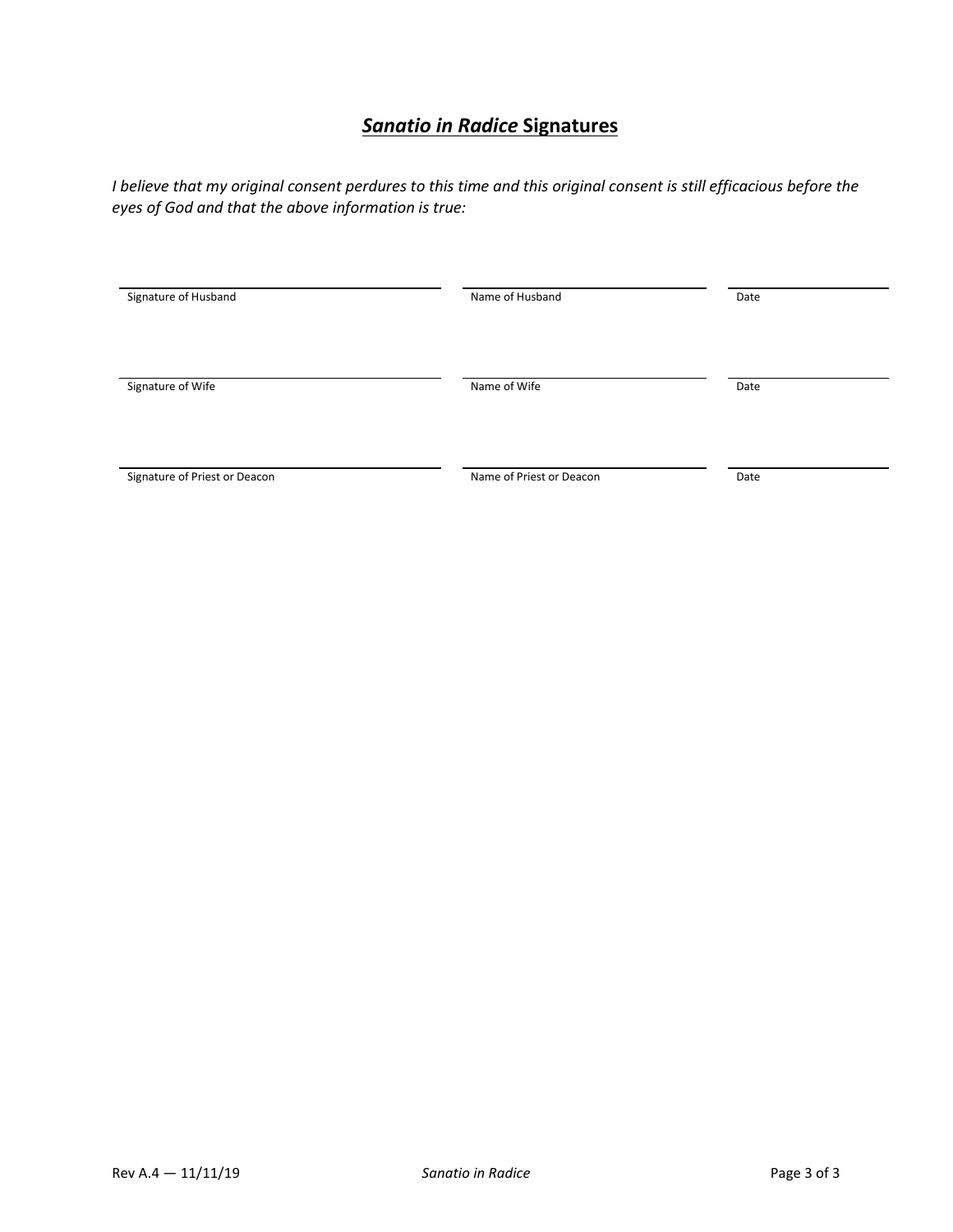## ***Sanatio in Radice* Signatures**

*I believe that my original consent perdures to this time and this original consent is still efficacious before the eyes of God and that the above information is true:*

| | | |
|---|---|---|
| Signature of Husband | Name of Husband | Date |
| Signature of Wife | Name of Wife | Date |
| Signature of Priest or Deacon | Name of Priest or Deacon | Date |

Rev A.4 — 11/11/19